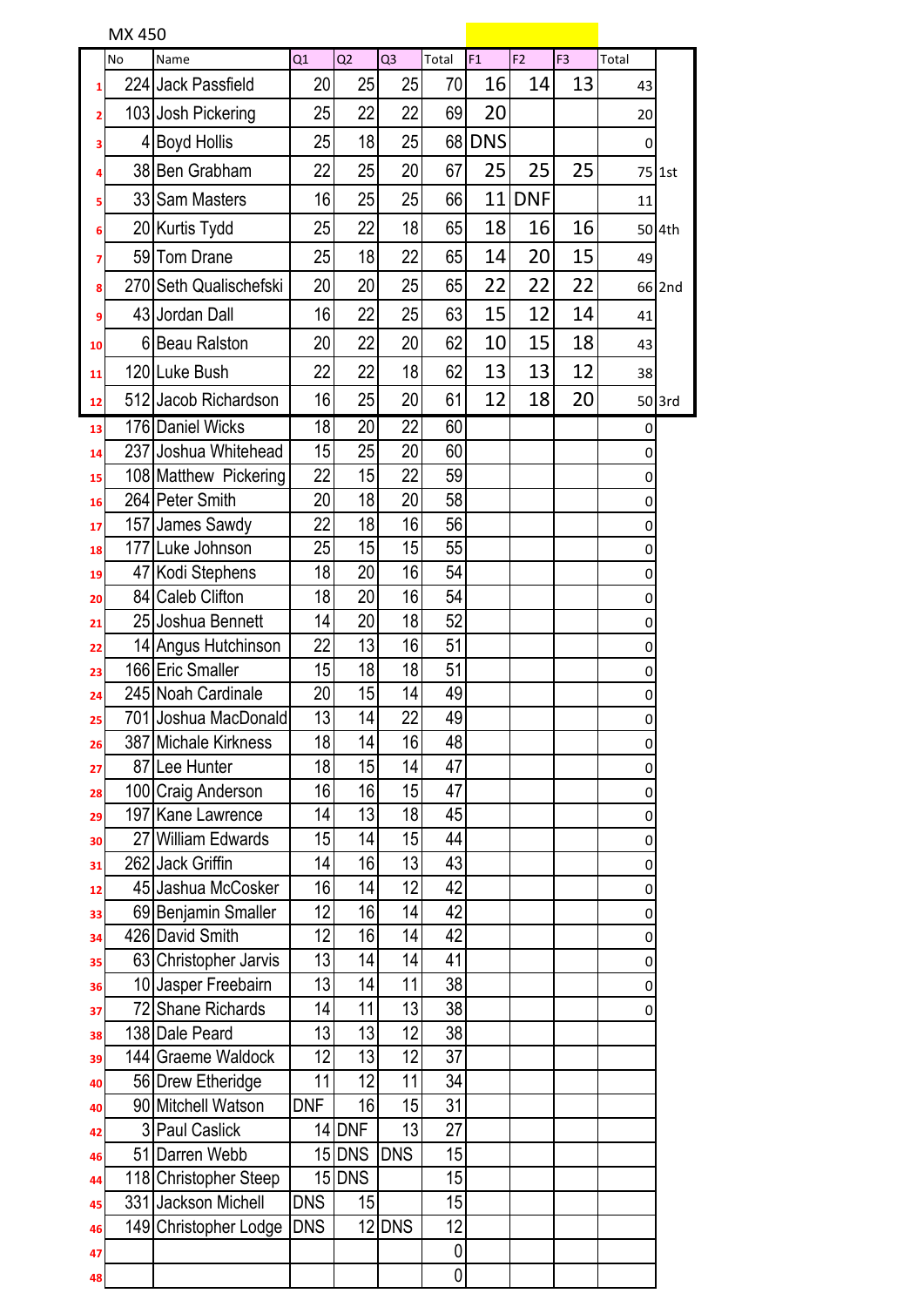MX 450

| | No | Name | Q1 | Q2 | Q3 | Total | F1 | F2 | F3 | Total | |
|---|---|---|---|---|---|---|---|---|---|---|---|
| 1 | 224 | Jack Passfield | 20 | 25 | 25 | 70 | 16 | 14 | 13 | 43 | |
| 2 | 103 | Josh Pickering | 25 | 22 | 22 | 69 | 20 | | | 20 | |
| 3 | 4 | Boyd Hollis | 25 | 18 | 25 | 68 | DNS | | | 0 | |
| 4 | 38 | Ben Grabham | 22 | 25 | 20 | 67 | 25 | 25 | 25 | 75 | 1st |
| 5 | 33 | Sam Masters | 16 | 25 | 25 | 66 | 11 | DNF | | 11 | |
| 6 | 20 | Kurtis Tydd | 25 | 22 | 18 | 65 | 18 | 16 | 16 | 50 | 4th |
| 7 | 59 | Tom Drane | 25 | 18 | 22 | 65 | 14 | 20 | 15 | 49 | |
| 8 | 270 | Seth Qualischefski | 20 | 20 | 25 | 65 | 22 | 22 | 22 | 66 | 2nd |
| 9 | 43 | Jordan Dall | 16 | 22 | 25 | 63 | 15 | 12 | 14 | 41 | |
| 10 | 6 | Beau Ralston | 20 | 22 | 20 | 62 | 10 | 15 | 18 | 43 | |
| 11 | 120 | Luke Bush | 22 | 22 | 18 | 62 | 13 | 13 | 12 | 38 | |
| 12 | 512 | Jacob Richardson | 16 | 25 | 20 | 61 | 12 | 18 | 20 | 50 | 3rd |
| 13 | 176 | Daniel Wicks | 18 | 20 | 22 | 60 | | | | 0 | |
| 14 | 237 | Joshua Whitehead | 15 | 25 | 20 | 60 | | | | 0 | |
| 15 | 108 | Matthew Pickering | 22 | 15 | 22 | 59 | | | | 0 | |
| 16 | 264 | Peter Smith | 20 | 18 | 20 | 58 | | | | 0 | |
| 17 | 157 | James Sawdy | 22 | 18 | 16 | 56 | | | | 0 | |
| 18 | 177 | Luke Johnson | 25 | 15 | 15 | 55 | | | | 0 | |
| 19 | 47 | Kodi Stephens | 18 | 20 | 16 | 54 | | | | 0 | |
| 20 | 84 | Caleb Clifton | 18 | 20 | 16 | 54 | | | | 0 | |
| 21 | 25 | Joshua Bennett | 14 | 20 | 18 | 52 | | | | 0 | |
| 22 | 14 | Angus Hutchinson | 22 | 13 | 16 | 51 | | | | 0 | |
| 23 | 166 | Eric Smaller | 15 | 18 | 18 | 51 | | | | 0 | |
| 24 | 245 | Noah Cardinale | 20 | 15 | 14 | 49 | | | | 0 | |
| 25 | 701 | Joshua MacDonald | 13 | 14 | 22 | 49 | | | | 0 | |
| 26 | 387 | Michale Kirkness | 18 | 14 | 16 | 48 | | | | 0 | |
| 27 | 87 | Lee Hunter | 18 | 15 | 14 | 47 | | | | 0 | |
| 28 | 100 | Craig Anderson | 16 | 16 | 15 | 47 | | | | 0 | |
| 29 | 197 | Kane Lawrence | 14 | 13 | 18 | 45 | | | | 0 | |
| 30 | 27 | William Edwards | 15 | 14 | 15 | 44 | | | | 0 | |
| 31 | 262 | Jack Griffin | 14 | 16 | 13 | 43 | | | | 0 | |
| 12 | 45 | Jashua McCosker | 16 | 14 | 12 | 42 | | | | 0 | |
| 33 | 69 | Benjamin Smaller | 12 | 16 | 14 | 42 | | | | 0 | |
| 34 | 426 | David Smith | 12 | 16 | 14 | 42 | | | | 0 | |
| 35 | 63 | Christopher Jarvis | 13 | 14 | 14 | 41 | | | | 0 | |
| 36 | 10 | Jasper Freebairn | 13 | 14 | 11 | 38 | | | | 0 | |
| 37 | 72 | Shane Richards | 14 | 11 | 13 | 38 | | | | 0 | |
| 38 | 138 | Dale Peard | 13 | 13 | 12 | 38 | | | | | |
| 39 | 144 | Graeme Waldock | 12 | 13 | 12 | 37 | | | | | |
| 40 | 56 | Drew Etheridge | 11 | 12 | 11 | 34 | | | | | |
| 40 | 90 | Mitchell Watson | DNF | 16 | 15 | 31 | | | | | |
| 42 | 3 | Paul Caslick | 14 | DNF | 13 | 27 | | | | | |
| 46 | 51 | Darren Webb | 15 | DNS | DNS | 15 | | | | | |
| 44 | 118 | Christopher Steep | 15 | DNS | | 15 | | | | | |
| 45 | 331 | Jackson Michell | DNS | 15 | | 15 | | | | | |
| 46 | 149 | Christopher Lodge | DNS | 12 | DNS | 12 | | | | | |
| 47 | | | | | | 0 | | | | | |
| 48 | | | | | | 0 | | | | | |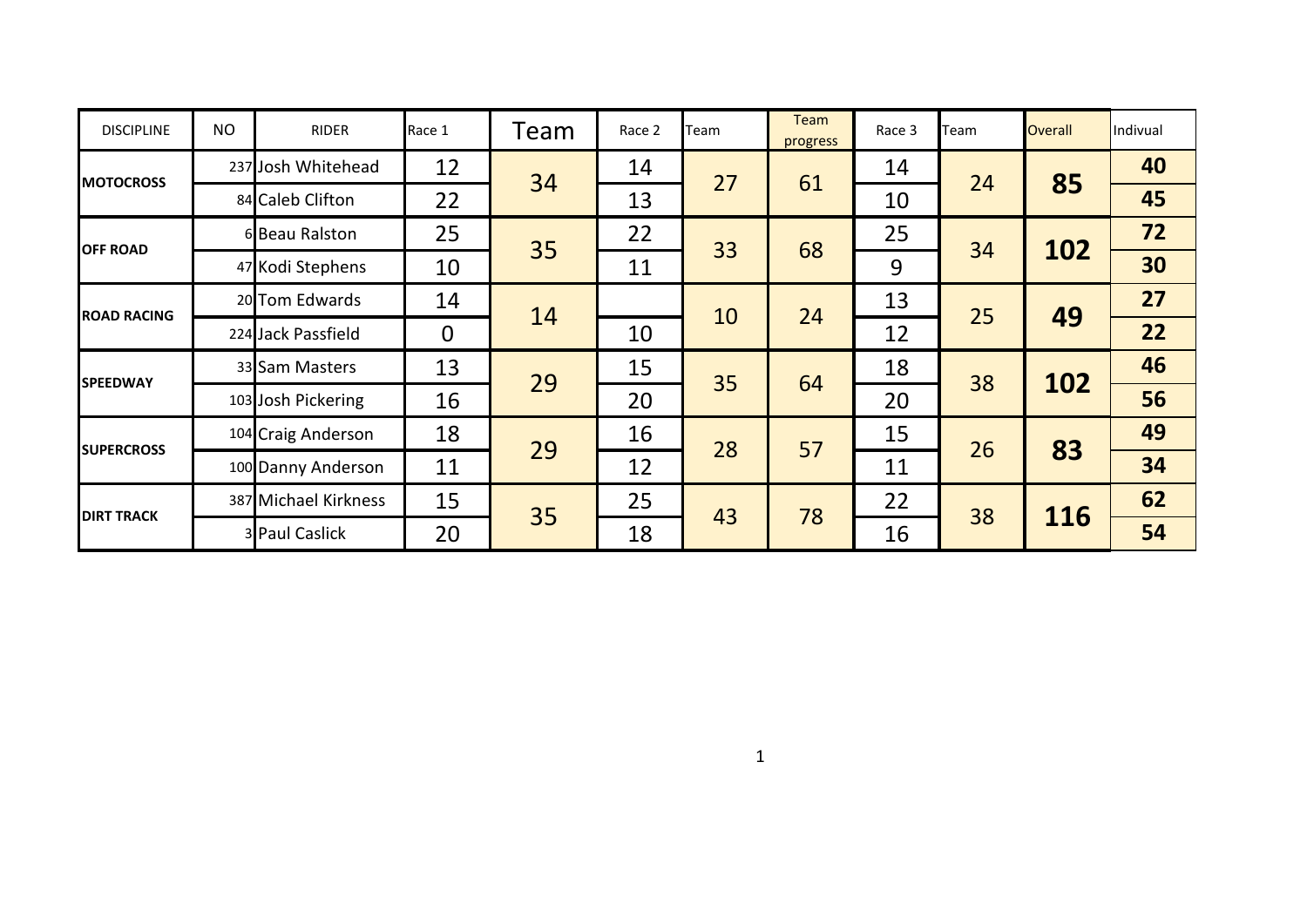| DISCIPLINE | NO | RIDER | Race 1 | Team | Race 2 | Team | Team progress | Race 3 | Team | Overall | Indivual |
|---|---|---|---|---|---|---|---|---|---|---|---|
| **MOTOCROSS** | 237 | Josh Whitehead | 12 | 34 | 14 | 27 | 61 | 14 | 24 | **85** | **40** |
| | 84 | Caleb Clifton | 22 | | 13 | | | 10 | | | **45** |
| **OFF ROAD** | 6 | Beau Ralston | 25 | 35 | 22 | 33 | 68 | 25 | 34 | **102** | **72** |
| | 47 | Kodi Stephens | 10 | | 11 | | | 9 | | | **30** |
| **ROAD RACING** | 20 | Tom Edwards | 14 | 14 | | 10 | 24 | 13 | 25 | **49** | **27** |
| | 224 | Jack Passfield | 0 | | 10 | | | 12 | | | **22** |
| **SPEEDWAY** | 33 | Sam Masters | 13 | 29 | 15 | 35 | 64 | 18 | 38 | **102** | **46** |
| | 103 | Josh Pickering | 16 | | 20 | | | 20 | | | **56** |
| **SUPERCROSS** | 104 | Craig Anderson | 18 | 29 | 16 | 28 | 57 | 15 | 26 | **83** | **49** |
| | 100 | Danny Anderson | 11 | | 12 | | | 11 | | | **34** |
| **DIRT TRACK** | 387 | Michael Kirkness | 15 | 35 | 25 | 43 | 78 | 22 | 38 | **116** | **62** |
| | 3 | Paul Caslick | 20 | | 18 | | | 16 | | | **54** |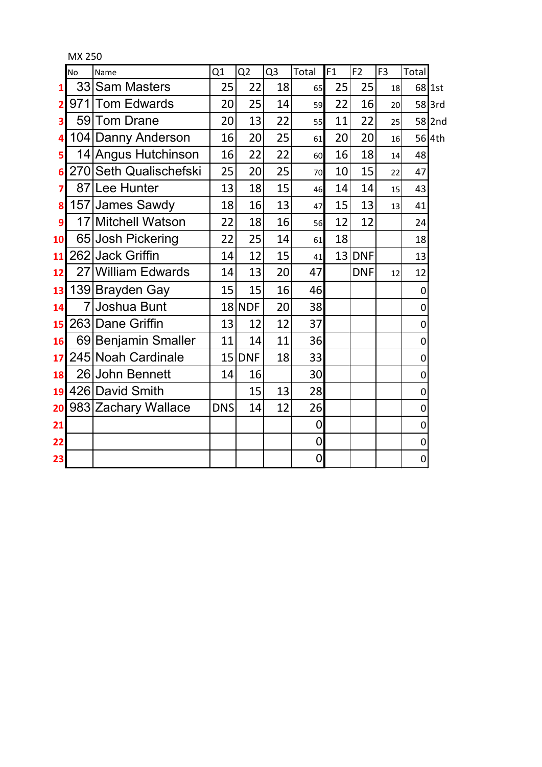MX 250

| | No | Name | Q1 | Q2 | Q3 | Total | F1 | F2 | F3 | Total | |
|---|---|---|---|---|---|---|---|---|---|---|---|
| 1 | 33 | Sam Masters | 25 | 22 | 18 | 65 | 25 | 25 | 18 | 68 | 1st |
| 2 | 971 | Tom Edwards | 20 | 25 | 14 | 59 | 22 | 16 | 20 | 58 | 3rd |
| 3 | 59 | Tom Drane | 20 | 13 | 22 | 55 | 11 | 22 | 25 | 58 | 2nd |
| 4 | 104 | Danny Anderson | 16 | 20 | 25 | 61 | 20 | 20 | 16 | 56 | 4th |
| 5 | 14 | Angus Hutchinson | 16 | 22 | 22 | 60 | 16 | 18 | 14 | 48 | |
| 6 | 270 | Seth Qualischefski | 25 | 20 | 25 | 70 | 10 | 15 | 22 | 47 | |
| 7 | 87 | Lee Hunter | 13 | 18 | 15 | 46 | 14 | 14 | 15 | 43 | |
| 8 | 157 | James Sawdy | 18 | 16 | 13 | 47 | 15 | 13 | 13 | 41 | |
| 9 | 17 | Mitchell Watson | 22 | 18 | 16 | 56 | 12 | 12 | | 24 | |
| 10 | 65 | Josh Pickering | 22 | 25 | 14 | 61 | 18 | | | 18 | |
| 11 | 262 | Jack Griffin | 14 | 12 | 15 | 41 | 13 | DNF | | 13 | |
| 12 | 27 | William Edwards | 14 | 13 | 20 | 47 | | DNF | 12 | 12 | |
| 13 | 139 | Brayden Gay | 15 | 15 | 16 | 46 | | | | 0 | |
| 14 | 7 | Joshua Bunt | 18 | NDF | 20 | 38 | | | | 0 | |
| 15 | 263 | Dane Griffin | 13 | 12 | 12 | 37 | | | | 0 | |
| 16 | 69 | Benjamin Smaller | 11 | 14 | 11 | 36 | | | | 0 | |
| 17 | 245 | Noah Cardinale | 15 | DNF | 18 | 33 | | | | 0 | |
| 18 | 26 | John Bennett | 14 | 16 | | 30 | | | | 0 | |
| 19 | 426 | David Smith | | 15 | 13 | 28 | | | | 0 | |
| 20 | 983 | Zachary Wallace | DNS | 14 | 12 | 26 | | | | 0 | |
| 21 | | | | | | 0 | | | | 0 | |
| 22 | | | | | | 0 | | | | 0 | |
| 23 | | | | | | 0 | | | | 0 | |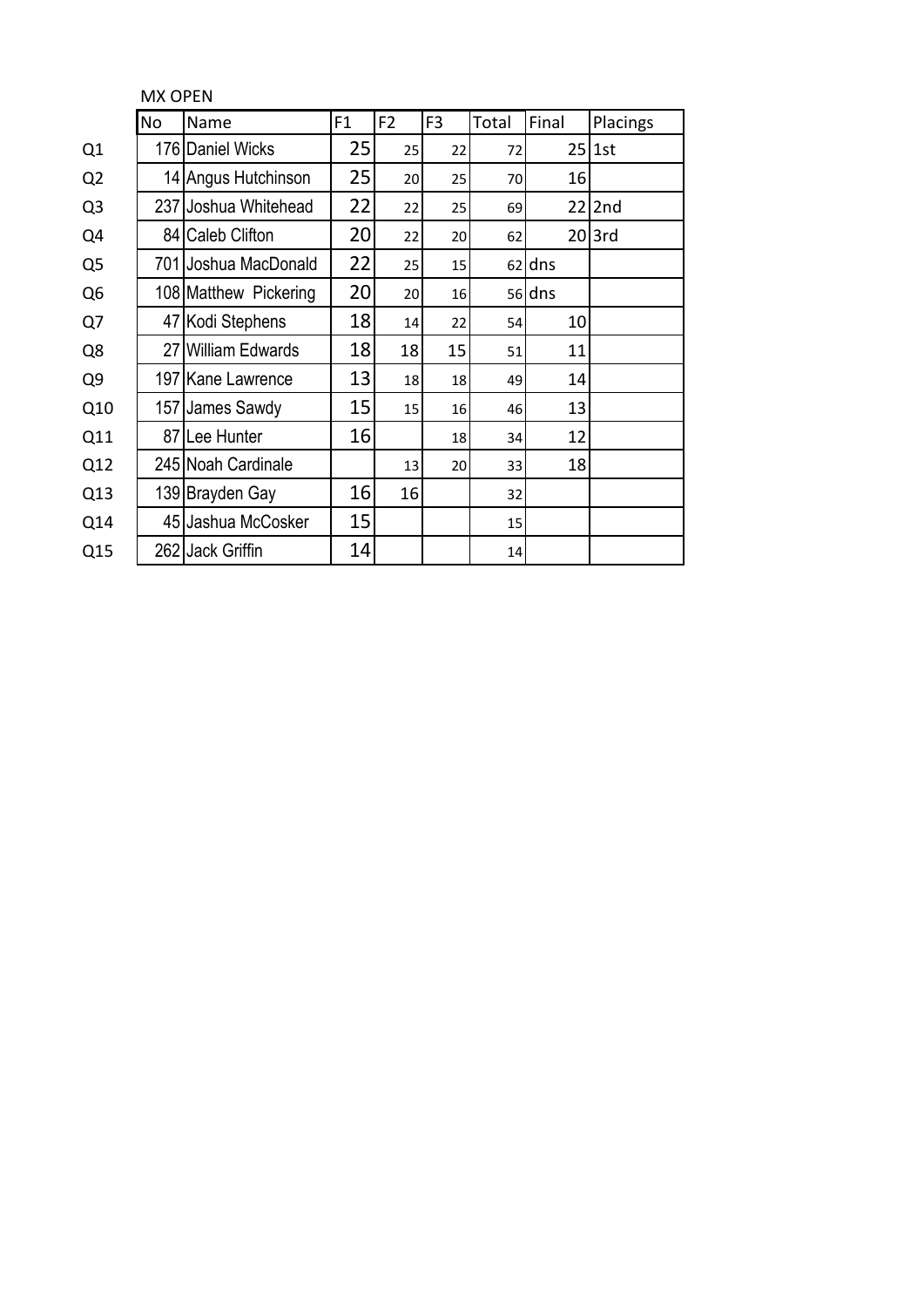MX OPEN

| | No | Name | F1 | F2 | F3 | Total | Final | Placings |
|---|---|---|---|---|---|---|---|---|
| Q1 | 176 | Daniel Wicks | 25 | 25 | 22 | 72 | 25 | 1st |
| Q2 | 14 | Angus Hutchinson | 25 | 20 | 25 | 70 | 16 | |
| Q3 | 237 | Joshua Whitehead | 22 | 22 | 25 | 69 | 22 | 2nd |
| Q4 | 84 | Caleb Clifton | 20 | 22 | 20 | 62 | 20 | 3rd |
| Q5 | 701 | Joshua MacDonald | 22 | 25 | 15 | 62 | dns | |
| Q6 | 108 | Matthew Pickering | 20 | 20 | 16 | 56 | dns | |
| Q7 | 47 | Kodi Stephens | 18 | 14 | 22 | 54 | 10 | |
| Q8 | 27 | William Edwards | 18 | 18 | 15 | 51 | 11 | |
| Q9 | 197 | Kane Lawrence | 13 | 18 | 18 | 49 | 14 | |
| Q10 | 157 | James Sawdy | 15 | 15 | 16 | 46 | 13 | |
| Q11 | 87 | Lee Hunter | 16 | | 18 | 34 | 12 | |
| Q12 | 245 | Noah Cardinale | | 13 | 20 | 33 | 18 | |
| Q13 | 139 | Brayden Gay | 16 | 16 | | 32 | | |
| Q14 | 45 | Jashua McCosker | 15 | | | 15 | | |
| Q15 | 262 | Jack Griffin | 14 | | | 14 | | |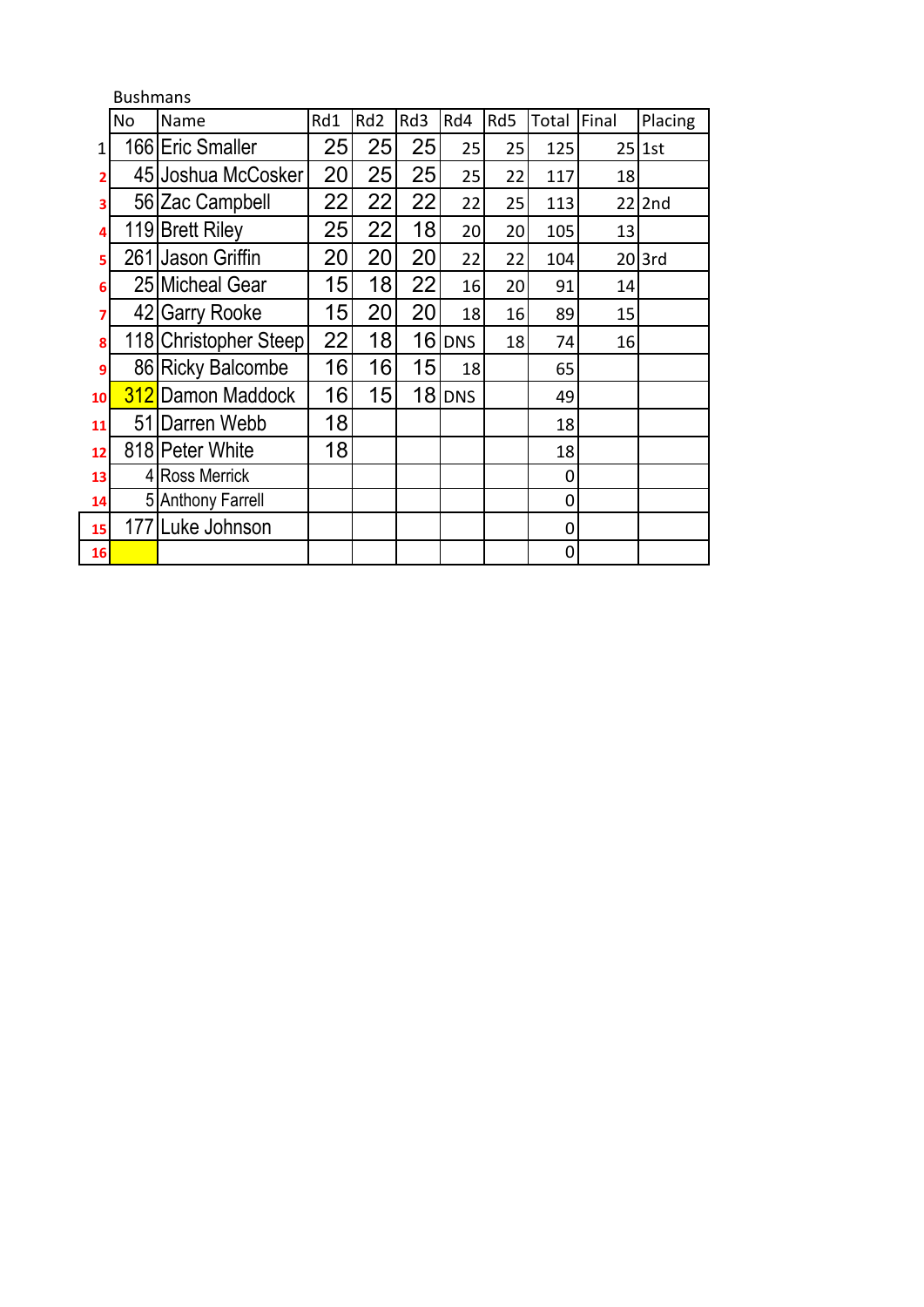Bushmans

| | No | Name | Rd1 | Rd2 | Rd3 | Rd4 | Rd5 | Total | Final | Placing |
|---|---|---|---|---|---|---|---|---|---|---|
| 1 | 166 | Eric Smaller | 25 | 25 | 25 | 25 | 25 | 125 | 25 | 1st |
| 2 | 45 | Joshua McCosker | 20 | 25 | 25 | 25 | 22 | 117 | 18 | |
| 3 | 56 | Zac Campbell | 22 | 22 | 22 | 22 | 25 | 113 | 22 | 2nd |
| 4 | 119 | Brett Riley | 25 | 22 | 18 | 20 | 20 | 105 | 13 | |
| 5 | 261 | Jason Griffin | 20 | 20 | 20 | 22 | 22 | 104 | 20 | 3rd |
| 6 | 25 | Micheal Gear | 15 | 18 | 22 | 16 | 20 | 91 | 14 | |
| 7 | 42 | Garry Rooke | 15 | 20 | 20 | 18 | 16 | 89 | 15 | |
| 8 | 118 | Christopher Steep | 22 | 18 | 16 | DNS | 18 | 74 | 16 | |
| 9 | 86 | Ricky Balcombe | 16 | 16 | 15 | 18 | | 65 | | |
| 10 | 312 | Damon Maddock | 16 | 15 | 18 | DNS | | 49 | | |
| 11 | 51 | Darren Webb | 18 | | | | | 18 | | |
| 12 | 818 | Peter White | 18 | | | | | 18 | | |
| 13 | 4 | Ross Merrick | | | | | | 0 | | |
| 14 | 5 | Anthony Farrell | | | | | | 0 | | |
| 15 | 177 | Luke Johnson | | | | | | 0 | | |
| 16 | | | | | | | | 0 | | |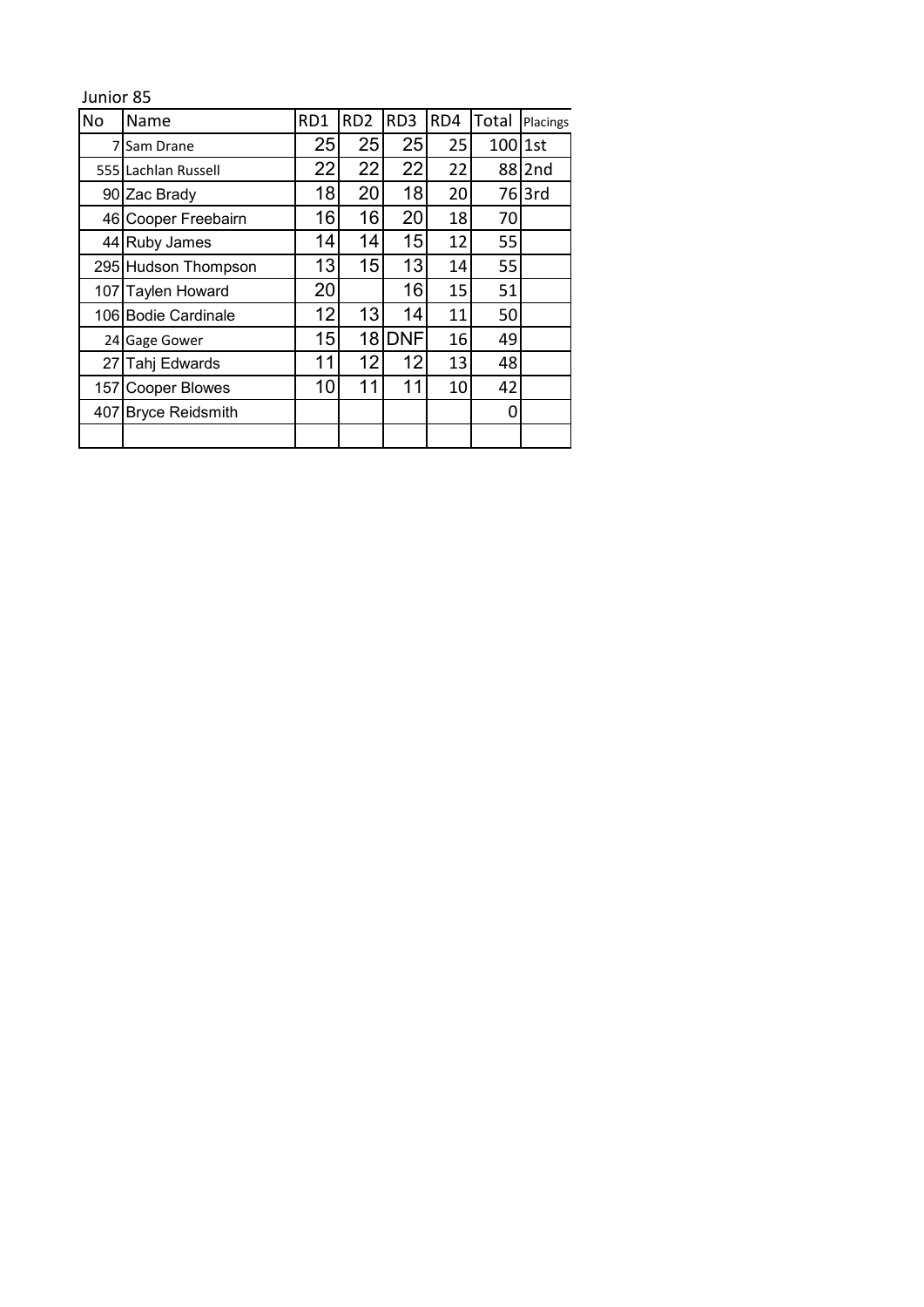Junior 85

| No | Name | RD1 | RD2 | RD3 | RD4 | Total | Placings |
|---|---|---|---|---|---|---|---|
| 7 | Sam Drane | 25 | 25 | 25 | 25 | 100 | 1st |
| 555 | Lachlan Russell | 22 | 22 | 22 | 22 | 88 | 2nd |
| 90 | Zac Brady | 18 | 20 | 18 | 20 | 76 | 3rd |
| 46 | Cooper Freebairn | 16 | 16 | 20 | 18 | 70 | |
| 44 | Ruby James | 14 | 14 | 15 | 12 | 55 | |
| 295 | Hudson Thompson | 13 | 15 | 13 | 14 | 55 | |
| 107 | Taylen Howard | 20 | | 16 | 15 | 51 | |
| 106 | Bodie Cardinale | 12 | 13 | 14 | 11 | 50 | |
| 24 | Gage Gower | 15 | 18 | DNF | 16 | 49 | |
| 27 | Tahj Edwards | 11 | 12 | 12 | 13 | 48 | |
| 157 | Cooper Blowes | 10 | 11 | 11 | 10 | 42 | |
| 407 | Bryce Reidsmith | | | | | 0 | |
| | | | | | | | |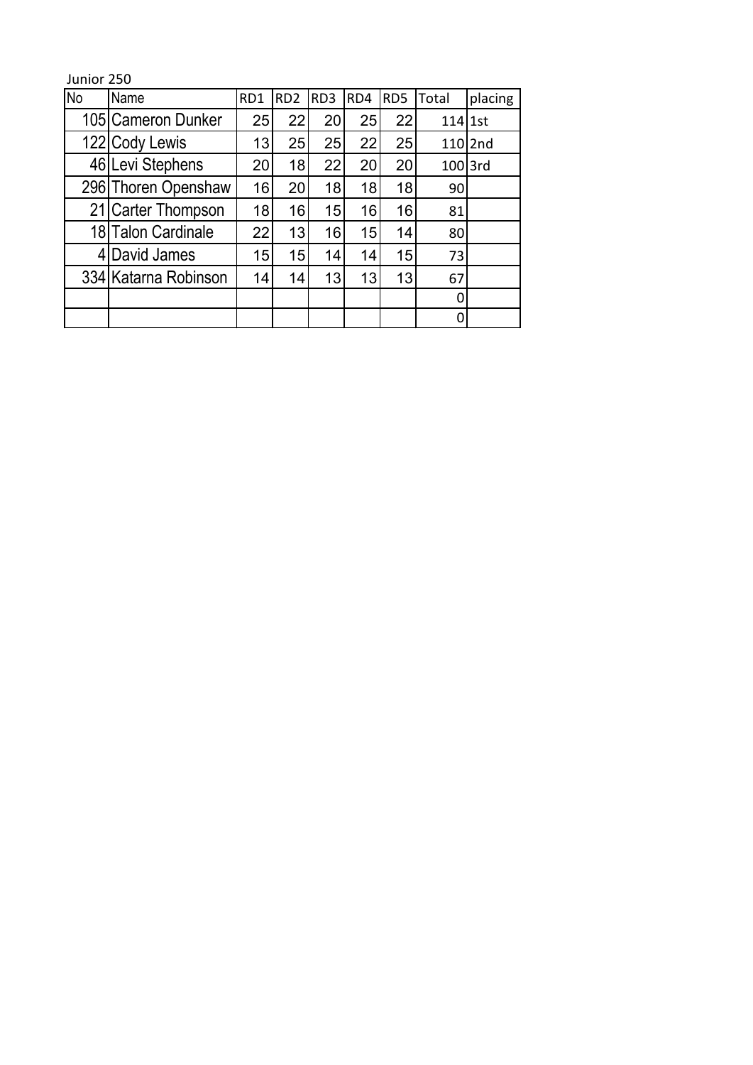Junior 250

| No | Name | RD1 | RD2 | RD3 | RD4 | RD5 | Total | placing |
| --- | --- | --- | --- | --- | --- | --- | --- | --- |
| 105 | Cameron Dunker | 25 | 22 | 20 | 25 | 22 | 114 | 1st |
| 122 | Cody Lewis | 13 | 25 | 25 | 22 | 25 | 110 | 2nd |
| 46 | Levi Stephens | 20 | 18 | 22 | 20 | 20 | 100 | 3rd |
| 296 | Thoren Openshaw | 16 | 20 | 18 | 18 | 18 | 90 | |
| 21 | Carter Thompson | 18 | 16 | 15 | 16 | 16 | 81 | |
| 18 | Talon Cardinale | 22 | 13 | 16 | 15 | 14 | 80 | |
| 4 | David James | 15 | 15 | 14 | 14 | 15 | 73 | |
| 334 | Katarna Robinson | 14 | 14 | 13 | 13 | 13 | 67 | |
| | | | | | | | 0 | |
| | | | | | | | 0 | |